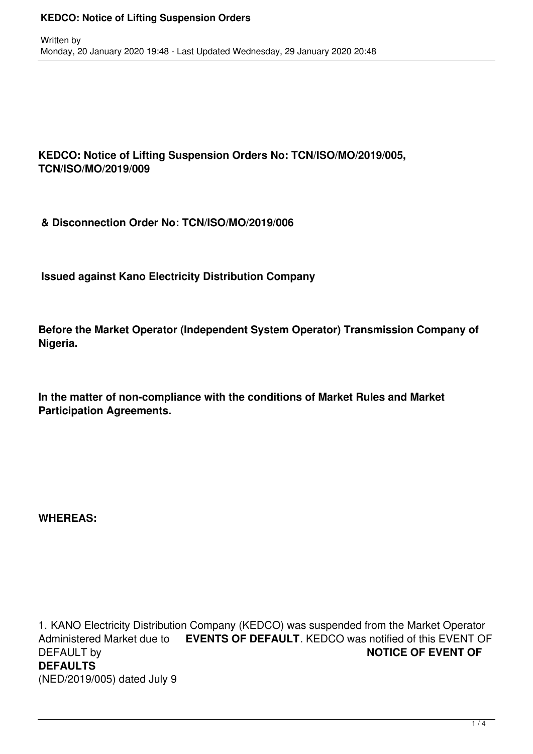**KEDCO: Notice of Lifting Suspension Orders No: TCN/ISO/MO/2019/005, TCN/ISO/MO/2019/009**

**& Disconnection Order No: TCN/ISO/MO/2019/006**

**Issued against Kano Electricity Distribution Company**

**Before the Market Operator (Independent System Operator) Transmission Company of Nigeria.**

**In the matter of non-compliance with the conditions of Market Rules and Market Participation Agreements.**

**WHEREAS:**

1. KANO Electricity Distribution Company (KEDCO) was suspended from the Market Operator Administered Market due to **EVENTS OF DEFAULT**. KEDCO was notified of this EVENT OF DEFAULT by **NOTICE OF EVENT OF DEFAULTS** (NED/2019/005) dated July 9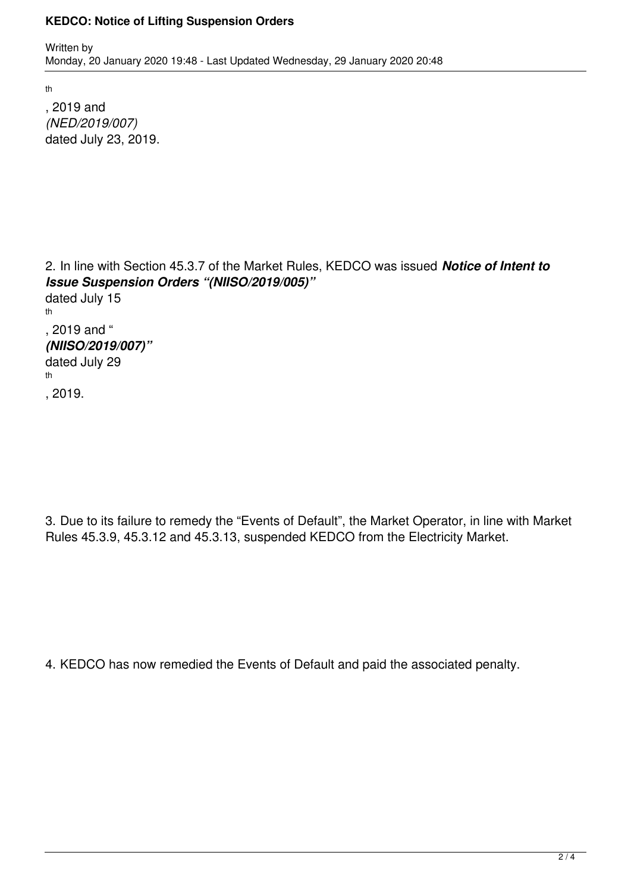th, 2019 and *(NED/2019/007)* dated July 23, 2019.

2. In line with Section 45.3.7 of the Market Rules, KEDCO was issued ***Notice of Intent to Issue Suspension Orders "(NIISO/2019/005)"*** dated July 15th, 2019 and "***(NIISO/2019/007)"*** dated July 29th, 2019.

3. Due to its failure to remedy the "Events of Default", the Market Operator, in line with Market Rules 45.3.9, 45.3.12 and 45.3.13, suspended KEDCO from the Electricity Market.

4. KEDCO has now remedied the Events of Default and paid the associated penalty.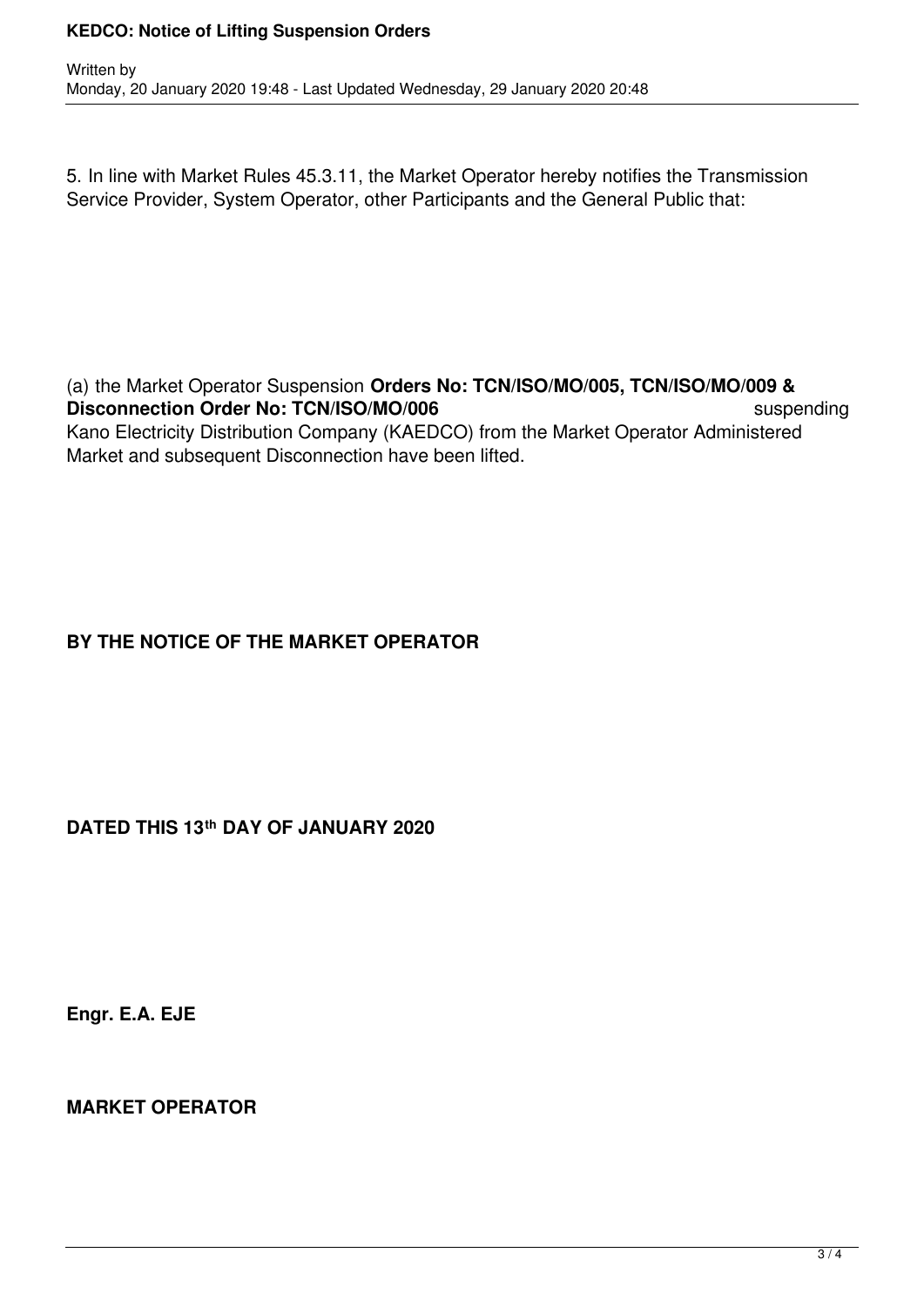5. In line with Market Rules 45.3.11, the Market Operator hereby notifies the Transmission Service Provider, System Operator, other Participants and the General Public that:

(a) the Market Operator Suspension **Orders No: TCN/ISO/MO/005, TCN/ISO/MO/009 & Disconnection Order No: TCN/ISO/MO/006** suspending Kano Electricity Distribution Company (KAEDCO) from the Market Operator Administered Market and subsequent Disconnection have been lifted.

**BY THE NOTICE OF THE MARKET OPERATOR**

**DATED THIS 13th DAY OF JANUARY 2020**

**Engr. E.A. EJE**

**MARKET OPERATOR**